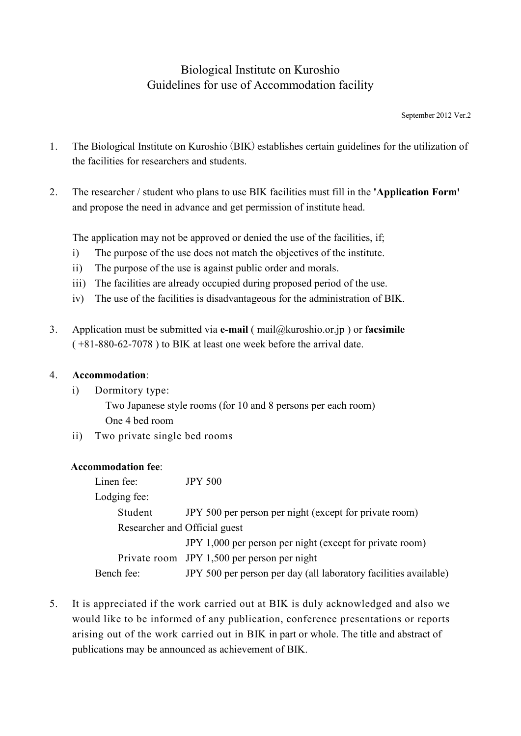# Biological Institute on Kuroshio
# Guidelines for use of Accommodation facility

September 2012 Ver.2

1. The Biological Institute on Kuroshio (BIK) establishes certain guidelines for the utilization of the facilities for researchers and students.

2. The researcher / student who plans to use BIK facilities must fill in the **'Application Form'** and propose the need in advance and get permission of institute head.

   The application may not be approved or denied the use of the facilities, if;

   i) The purpose of the use does not match the objectives of the institute.
   ii) The purpose of the use is against public order and morals.
   iii) The facilities are already occupied during proposed period of the use.
   iv) The use of the facilities is disadvantageous for the administration of BIK.

3. Application must be submitted via **e-mail** ( mail@kuroshio.or.jp ) or **facsimile** ( +81-880-62-7078 ) to BIK at least one week before the arrival date.

4. **Accommodation**:

   i) Dormitory type:
      Two Japanese style rooms (for 10 and 8 persons per each room)
      One 4 bed room
   ii) Two private single bed rooms

   **Accommodation fee**:

   Linen fee: JPY 500

   Lodging fee:

   - Student: JPY 500 per person per night (except for private room)
   - Researcher and Official guest: JPY 1,000 per person per night (except for private room)
   - Private room: JPY 1,500 per person per night

   Bench fee: JPY 500 per person per day (all laboratory facilities available)

5. It is appreciated if the work carried out at BIK is duly acknowledged and also we would like to be informed of any publication, conference presentations or reports arising out of the work carried out in BIK in part or whole. The title and abstract of publications may be announced as achievement of BIK.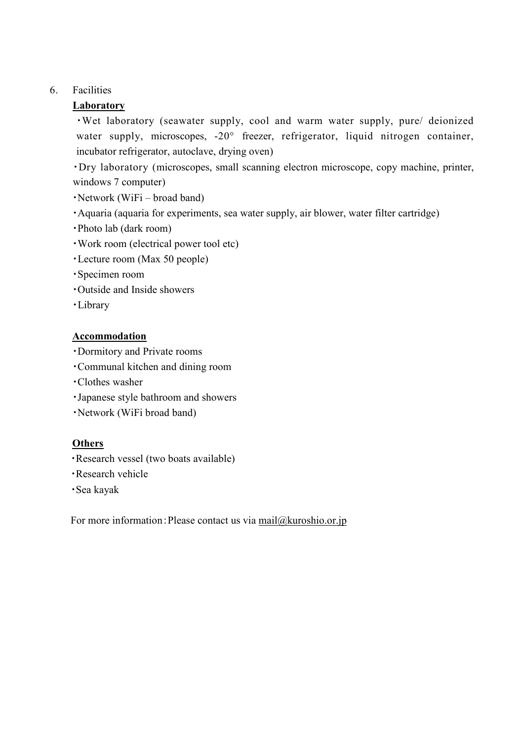6. Facilities

**Laboratory**

・Wet laboratory (seawater supply, cool and warm water supply, pure/ deionized water supply, microscopes, -20° freezer, refrigerator, liquid nitrogen container, incubator refrigerator, autoclave, drying oven)

・Dry laboratory (microscopes, small scanning electron microscope, copy machine, printer, windows 7 computer)

・Network (WiFi – broad band)

・Aquaria (aquaria for experiments, sea water supply, air blower, water filter cartridge)

・Photo lab (dark room)

・Work room (electrical power tool etc)

・Lecture room (Max 50 people)

・Specimen room

・Outside and Inside showers

・Library

**Accommodation**

・Dormitory and Private rooms

・Communal kitchen and dining room

・Clothes washer

・Japanese style bathroom and showers

・Network (WiFi broad band)

**Others**

・Research vessel (two boats available)

・Research vehicle

・Sea kayak

For more information：Please contact us via mail@kuroshio.or.jp